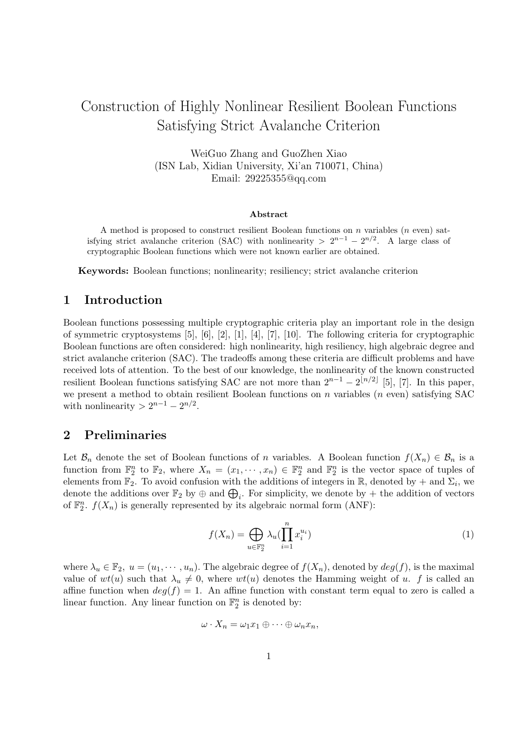# Construction of Highly Nonlinear Resilient Boolean Functions Satisfying Strict Avalanche Criterion

WeiGuo Zhang and GuoZhen Xiao
(ISN Lab, Xidian University, Xi'an 710071, China)
Email: 29225355@qq.com

**Abstract**

A method is proposed to construct resilient Boolean functions on $n$ variables ($n$ even) satisfying strict avalanche criterion (SAC) with nonlinearity $> 2^{n-1} - 2^{n/2}$. A large class of cryptographic Boolean functions which were not known earlier are obtained.

**Keywords:** Boolean functions; nonlinearity; resiliency; strict avalanche criterion

## 1 Introduction

Boolean functions possessing multiple cryptographic criteria play an important role in the design of symmetric cryptosystems [5], [6], [2], [1], [4], [7], [10]. The following criteria for cryptographic Boolean functions are often considered: high nonlinearity, high resiliency, high algebraic degree and strict avalanche criterion (SAC). The tradeoffs among these criteria are difficult problems and have received lots of attention. To the best of our knowledge, the nonlinearity of the known constructed resilient Boolean functions satisfying SAC are not more than $2^{n-1} - 2^{\lfloor n/2 \rfloor}$ [5], [7]. In this paper, we present a method to obtain resilient Boolean functions on $n$ variables ($n$ even) satisfying SAC with nonlinearity $> 2^{n-1} - 2^{n/2}$.

## 2 Preliminaries

Let $\mathcal{B}_n$ denote the set of Boolean functions of $n$ variables. A Boolean function $f(X_n) \in \mathcal{B}_n$ is a function from $\mathbb{F}_2^n$ to $\mathbb{F}_2$, where $X_n = (x_1, \cdots, x_n) \in \mathbb{F}_2^n$ and $\mathbb{F}_2^n$ is the vector space of tuples of elements from $\mathbb{F}_2$. To avoid confusion with the additions of integers in $\mathbb{R}$, denoted by $+$ and $\Sigma_i$, we denote the additions over $\mathbb{F}_2$ by $\oplus$ and $\bigoplus_i$. For simplicity, we denote by $+$ the addition of vectors of $\mathbb{F}_2^n$. $f(X_n)$ is generally represented by its algebraic normal form (ANF):

$$f(X_n) = \bigoplus_{u \in \mathbb{F}_2^n} \lambda_u \left(\prod_{i=1}^{n} x_i^{u_i}\right) \tag{1}$$

where $\lambda_u \in \mathbb{F}_2$, $u = (u_1, \cdots, u_n)$. The algebraic degree of $f(X_n)$, denoted by $deg(f)$, is the maximal value of $wt(u)$ such that $\lambda_u \neq 0$, where $wt(u)$ denotes the Hamming weight of $u$. $f$ is called an affine function when $deg(f) = 1$. An affine function with constant term equal to zero is called a linear function. Any linear function on $\mathbb{F}_2^n$ is denoted by:

$$\omega \cdot X_n = \omega_1 x_1 \oplus \cdots \oplus \omega_n x_n,$$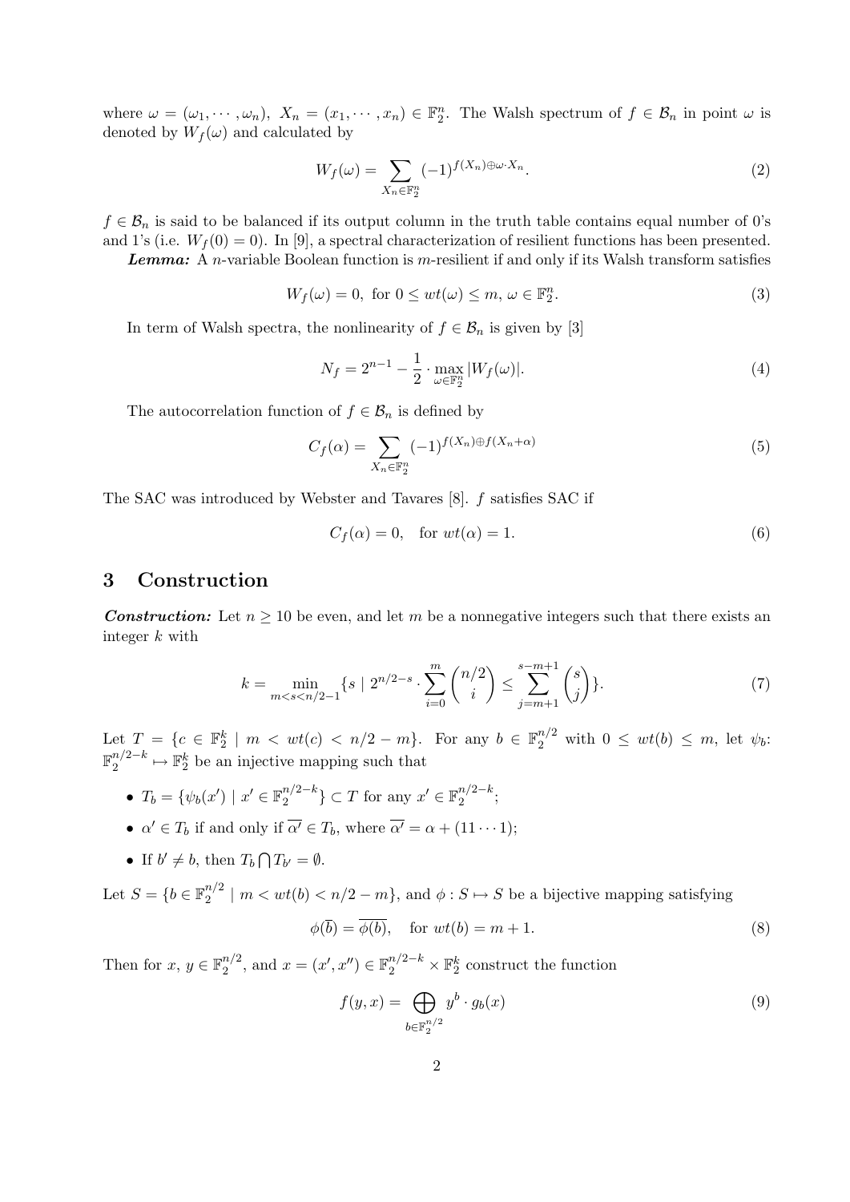where $\omega = (\omega_1, \cdots, \omega_n)$, $X_n = (x_1, \cdots, x_n) \in \mathbb{F}_2^n$. The Walsh spectrum of $f \in \mathcal{B}_n$ in point $\omega$ is denoted by $W_f(\omega)$ and calculated by

$$W_f(\omega) = \sum_{X_n \in \mathbb{F}_2^n} (-1)^{f(X_n) \oplus \omega \cdot X_n}. \tag{2}$$

$f \in \mathcal{B}_n$ is said to be balanced if its output column in the truth table contains equal number of 0's and 1's (i.e. $W_f(0) = 0$). In [9], a spectral characterization of resilient functions has been presented.

***Lemma:*** A $n$-variable Boolean function is $m$-resilient if and only if its Walsh transform satisfies

$$W_f(\omega) = 0, \text{ for } 0 \leq wt(\omega) \leq m, \, \omega \in \mathbb{F}_2^n. \tag{3}$$

In term of Walsh spectra, the nonlinearity of $f \in \mathcal{B}_n$ is given by [3]

$$N_f = 2^{n-1} - \frac{1}{2} \cdot \max_{\omega \in \mathbb{F}_2^n} |W_f(\omega)|. \tag{4}$$

The autocorrelation function of $f \in \mathcal{B}_n$ is defined by

$$C_f(\alpha) = \sum_{X_n \in \mathbb{F}_2^n} (-1)^{f(X_n) \oplus f(X_n + \alpha)} \tag{5}$$

The SAC was introduced by Webster and Tavares [8]. $f$ satisfies SAC if

$$C_f(\alpha) = 0, \quad \text{for } wt(\alpha) = 1. \tag{6}$$

# 3 Construction

***Construction:*** Let $n \geq 10$ be even, and let $m$ be a nonnegative integers such that there exists an integer $k$ with

$$k = \min_{m < s < n/2 - 1} \{ s \mid 2^{n/2 - s} \cdot \sum_{i=0}^{m} \binom{n/2}{i} \leq \sum_{j=m+1}^{s-m+1} \binom{s}{j} \}. \tag{7}$$

Let $T = \{c \in \mathbb{F}_2^k \mid m < wt(c) < n/2 - m\}$. For any $b \in \mathbb{F}_2^{n/2}$ with $0 \leq wt(b) \leq m$, let $\psi_b$: $\mathbb{F}_2^{n/2-k} \mapsto \mathbb{F}_2^k$ be an injective mapping such that

- $T_b = \{\psi_b(x') \mid x' \in \mathbb{F}_2^{n/2-k}\} \subset T$ for any $x' \in \mathbb{F}_2^{n/2-k}$;
- $\alpha' \in T_b$ if and only if $\overline{\alpha'} \in T_b$, where $\overline{\alpha'} = \alpha + (11 \cdots 1)$;
- If $b' \neq b$, then $T_b \bigcap T_{b'} = \emptyset$.

Let $S = \{b \in \mathbb{F}_2^{n/2} \mid m < wt(b) < n/2 - m\}$, and $\phi : S \mapsto S$ be a bijective mapping satisfying

$$\phi(\overline{b}) = \overline{\phi(b)}, \quad \text{for } wt(b) = m + 1. \tag{8}$$

Then for $x, y \in \mathbb{F}_2^{n/2}$, and $x = (x', x'') \in \mathbb{F}_2^{n/2-k} \times \mathbb{F}_2^k$ construct the function

$$f(y, x) = \bigoplus_{b \in \mathbb{F}_2^{n/2}} y^b \cdot g_b(x) \tag{9}$$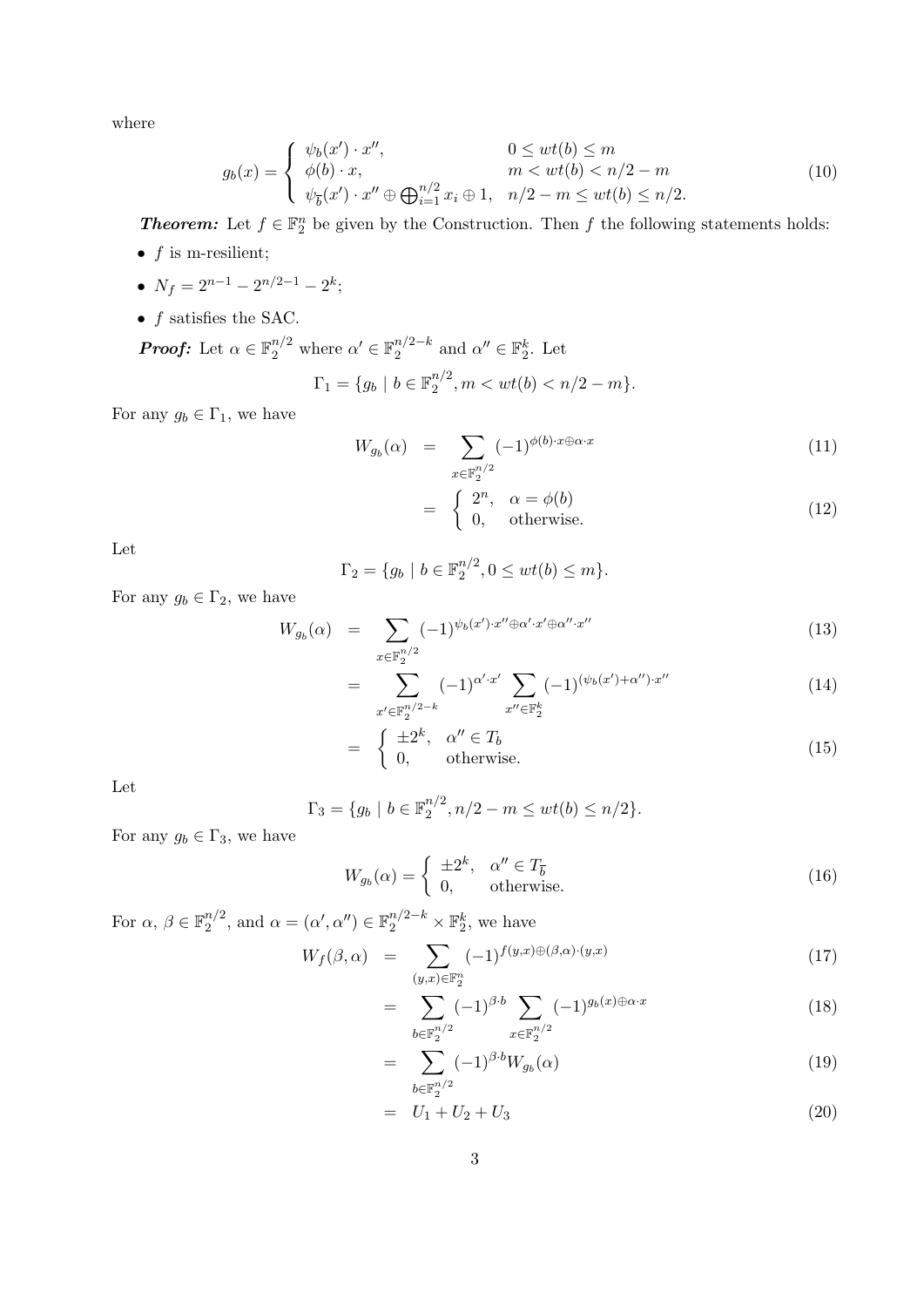where

$$g_b(x) = \begin{cases} \psi_b(x') \cdot x'', & 0 \le wt(b) \le m \\ \phi(b) \cdot x, & m < wt(b) < n/2 - m \\ \psi_{\overline{b}}(x') \cdot x'' \oplus \bigoplus_{i=1}^{n/2} x_i \oplus 1, & n/2 - m \le wt(b) \le n/2. \end{cases} \tag{10}$$

***Theorem:*** Let $f \in \mathbb{F}_2^n$ be given by the Construction. Then $f$ the following statements holds:

- $f$ is m-resilient;
- $N_f = 2^{n-1} - 2^{n/2-1} - 2^k$;
- $f$ satisfies the SAC.

***Proof:*** Let $\alpha \in \mathbb{F}_2^{n/2}$ where $\alpha' \in \mathbb{F}_2^{n/2-k}$ and $\alpha'' \in \mathbb{F}_2^k$. Let

$$\Gamma_1 = \{g_b \mid b \in \mathbb{F}_2^{n/2}, m < wt(b) < n/2 - m\}.$$

For any $g_b \in \Gamma_1$, we have

$$\begin{aligned} W_{g_b}(\alpha) &= \sum_{x \in \mathbb{F}_2^{n/2}} (-1)^{\phi(b)\cdot x \oplus \alpha \cdot x} && (11) \\ &= \begin{cases} 2^n, & \alpha = \phi(b) \\ 0, & \text{otherwise.} \end{cases} && (12) \end{aligned}$$

Let

$$\Gamma_2 = \{g_b \mid b \in \mathbb{F}_2^{n/2}, 0 \le wt(b) \le m\}.$$

For any $g_b \in \Gamma_2$, we have

$$\begin{aligned} W_{g_b}(\alpha) &= \sum_{x \in \mathbb{F}_2^{n/2}} (-1)^{\psi_b(x')\cdot x'' \oplus \alpha' \cdot x' \oplus \alpha'' \cdot x''} && (13) \\ &= \sum_{x' \in \mathbb{F}_2^{n/2-k}} (-1)^{\alpha' \cdot x'} \sum_{x'' \in \mathbb{F}_2^k} (-1)^{(\psi_b(x') + \alpha'')\cdot x''} && (14) \\ &= \begin{cases} \pm 2^k, & \alpha'' \in T_b \\ 0, & \text{otherwise.} \end{cases} && (15) \end{aligned}$$

Let

$$\Gamma_3 = \{g_b \mid b \in \mathbb{F}_2^{n/2}, n/2 - m \le wt(b) \le n/2\}.$$

For any $g_b \in \Gamma_3$, we have

$$W_{g_b}(\alpha) = \begin{cases} \pm 2^k, & \alpha'' \in T_{\overline{b}} \\ 0, & \text{otherwise.} \end{cases} \tag{16}$$

For $\alpha$, $\beta \in \mathbb{F}_2^{n/2}$, and $\alpha = (\alpha', \alpha'') \in \mathbb{F}_2^{n/2-k} \times \mathbb{F}_2^k$, we have

$$\begin{aligned} W_f(\beta, \alpha) &= \sum_{(y,x) \in \mathbb{F}_2^n} (-1)^{f(y,x) \oplus (\beta,\alpha)\cdot(y,x)} && (17) \\ &= \sum_{b \in \mathbb{F}_2^{n/2}} (-1)^{\beta \cdot b} \sum_{x \in \mathbb{F}_2^{n/2}} (-1)^{g_b(x) \oplus \alpha \cdot x} && (18) \\ &= \sum_{b \in \mathbb{F}_2^{n/2}} (-1)^{\beta \cdot b} W_{g_b}(\alpha) && (19) \\ &= U_1 + U_2 + U_3 && (20) \end{aligned}$$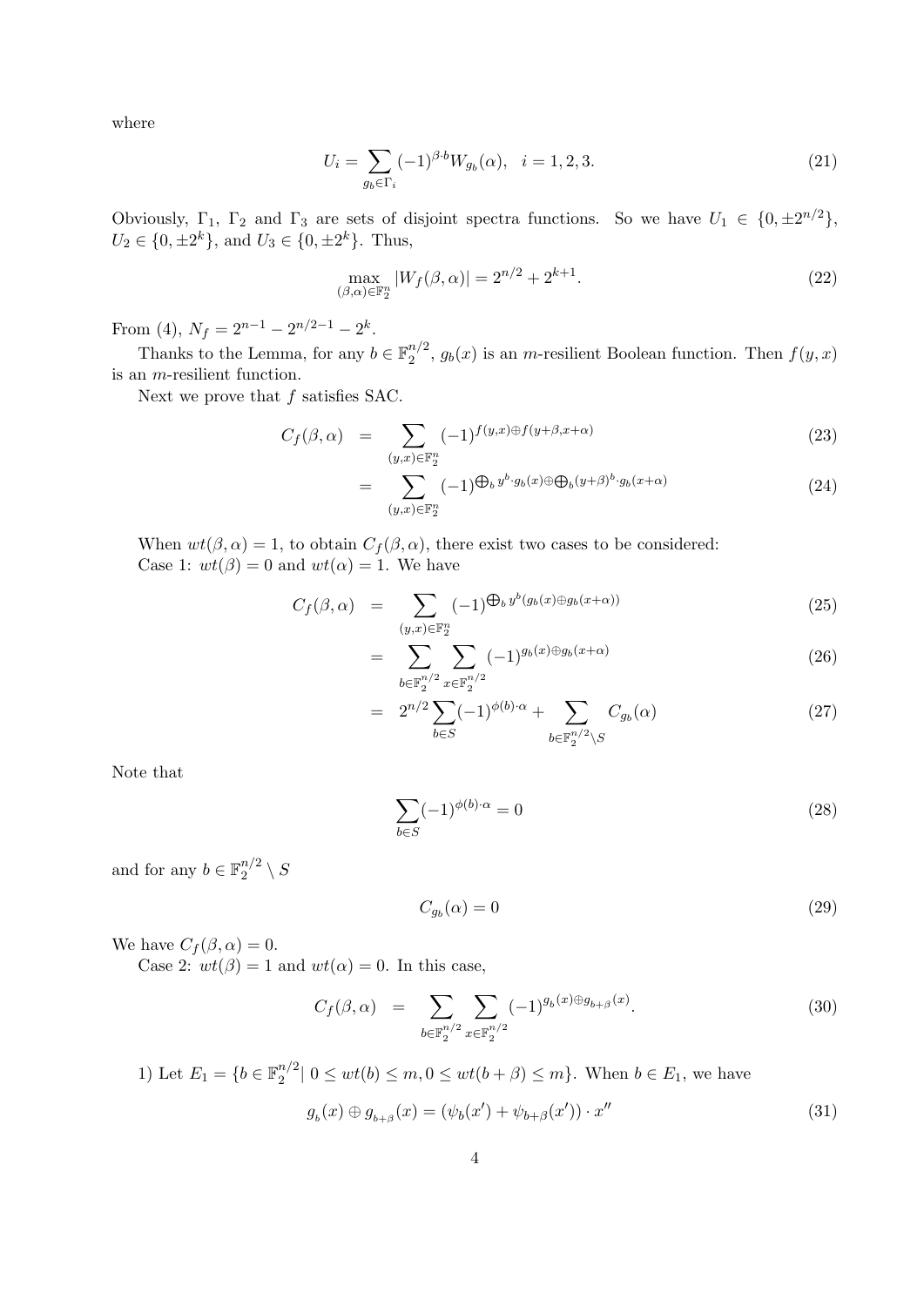where

$$U_i = \sum_{g_b \in \Gamma_i} (-1)^{\beta \cdot b} W_{g_b}(\alpha), \quad i = 1, 2, 3. \tag{21}$$

Obviously, $\Gamma_1$, $\Gamma_2$ and $\Gamma_3$ are sets of disjoint spectra functions. So we have $U_1 \in \{0, \pm 2^{n/2}\}$, $U_2 \in \{0, \pm 2^k\}$, and $U_3 \in \{0, \pm 2^k\}$. Thus,

$$\max_{(\beta,\alpha)\in\mathbb{F}_2^n} |W_f(\beta, \alpha)| = 2^{n/2} + 2^{k+1}. \tag{22}$$

From (4), $N_f = 2^{n-1} - 2^{n/2-1} - 2^k$.

Thanks to the Lemma, for any $b \in \mathbb{F}_2^{n/2}$, $g_b(x)$ is an $m$-resilient Boolean function. Then $f(y, x)$ is an $m$-resilient function.

Next we prove that $f$ satisfies SAC.

$$\begin{aligned} C_f(\beta, \alpha) &= \sum_{(y,x)\in\mathbb{F}_2^n} (-1)^{f(y,x)\oplus f(y+\beta,x+\alpha)} & (23)\\ &= \sum_{(y,x)\in\mathbb{F}_2^n} (-1)^{\bigoplus_b y^b \cdot g_b(x) \oplus \bigoplus_b (y+\beta)^b \cdot g_b(x+\alpha)} & (24) \end{aligned}$$

When $wt(\beta, \alpha) = 1$, to obtain $C_f(\beta, \alpha)$, there exist two cases to be considered:
Case 1: $wt(\beta) = 0$ and $wt(\alpha) = 1$. We have

$$\begin{aligned} C_f(\beta, \alpha) &= \sum_{(y,x)\in\mathbb{F}_2^n} (-1)^{\bigoplus_b y^b (g_b(x) \oplus g_b(x+\alpha))} & (25)\\ &= \sum_{b\in\mathbb{F}_2^{n/2}} \sum_{x\in\mathbb{F}_2^{n/2}} (-1)^{g_b(x)\oplus g_b(x+\alpha)} & (26)\\ &= 2^{n/2} \sum_{b\in S} (-1)^{\phi(b)\cdot\alpha} + \sum_{b\in\mathbb{F}_2^{n/2}\setminus S} C_{g_b}(\alpha) & (27) \end{aligned}$$

Note that

$$\sum_{b\in S} (-1)^{\phi(b)\cdot\alpha} = 0 \tag{28}$$

and for any $b \in \mathbb{F}_2^{n/2} \setminus S$

$$C_{g_b}(\alpha) = 0 \tag{29}$$

We have $C_f(\beta, \alpha) = 0$.

Case 2: $wt(\beta) = 1$ and $wt(\alpha) = 0$. In this case,

$$C_f(\beta, \alpha) = \sum_{b\in\mathbb{F}_2^{n/2}} \sum_{x\in\mathbb{F}_2^{n/2}} (-1)^{g_b(x)\oplus g_{b+\beta}(x)}. \tag{30}$$

1) Let $E_1 = \{b \in \mathbb{F}_2^{n/2} |\ 0 \le wt(b) \le m, 0 \le wt(b + \beta) \le m\}$. When $b \in E_1$, we have

$$g_b(x) \oplus g_{b+\beta}(x) = (\psi_b(x') + \psi_{b+\beta}(x')) \cdot x'' \tag{31}$$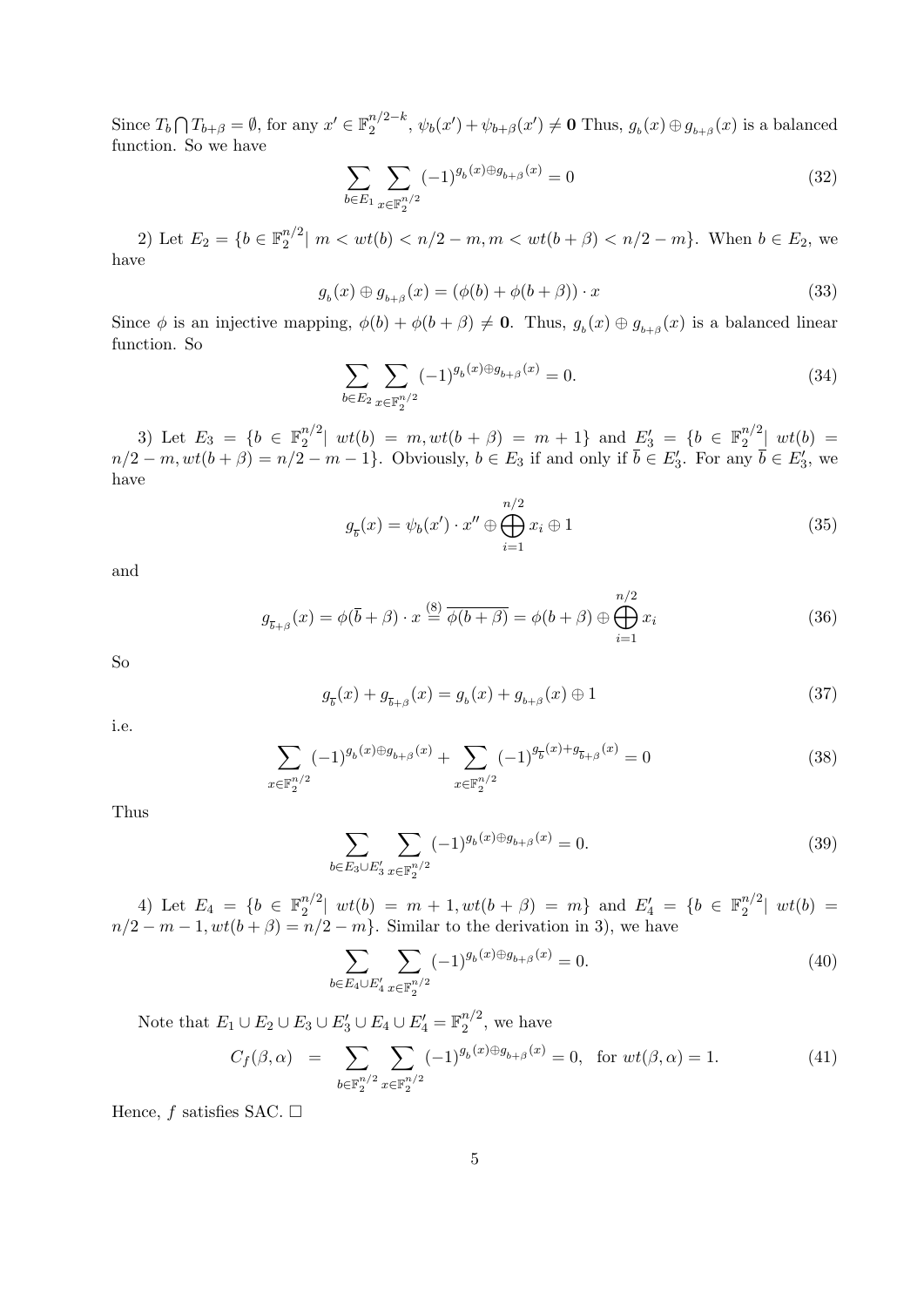Since $T_b \bigcap T_{b+\beta} = \emptyset$, for any $x' \in \mathbb{F}_2^{n/2-k}$, $\psi_b(x') + \psi_{b+\beta}(x') \neq \mathbf{0}$ Thus, $g_b(x) \oplus g_{b+\beta}(x)$ is a balanced function. So we have

$$\sum_{b \in E_1} \sum_{x \in \mathbb{F}_2^{n/2}} (-1)^{g_b(x) \oplus g_{b+\beta}(x)} = 0 \tag{32}$$

2) Let $E_2 = \{b \in \mathbb{F}_2^{n/2} | \ m < wt(b) < n/2 - m, m < wt(b+\beta) < n/2 - m\}$. When $b \in E_2$, we have

$$g_b(x) \oplus g_{b+\beta}(x) = (\phi(b) + \phi(b+\beta)) \cdot x \tag{33}$$

Since $\phi$ is an injective mapping, $\phi(b) + \phi(b+\beta) \neq \mathbf{0}$. Thus, $g_b(x) \oplus g_{b+\beta}(x)$ is a balanced linear function. So

$$\sum_{b \in E_2} \sum_{x \in \mathbb{F}_2^{n/2}} (-1)^{g_b(x) \oplus g_{b+\beta}(x)} = 0. \tag{34}$$

3) Let $E_3 = \{b \in \mathbb{F}_2^{n/2} | \ wt(b) = m, wt(b+\beta) = m+1\}$ and $E_3' = \{b \in \mathbb{F}_2^{n/2} | \ wt(b) = n/2 - m, wt(b+\beta) = n/2 - m - 1\}$. Obviously, $b \in E_3$ if and only if $\overline{b} \in E_3'$. For any $\overline{b} \in E_3'$, we have

$$g_{\overline{b}}(x) = \psi_b(x') \cdot x'' \oplus \bigoplus_{i=1}^{n/2} x_i \oplus 1 \tag{35}$$

and

$$g_{\overline{b}+\beta}(x) = \phi(\overline{b}+\beta) \cdot x \overset{(8)}{=} \overline{\phi(b+\beta)} = \phi(b+\beta) \oplus \bigoplus_{i=1}^{n/2} x_i \tag{36}$$

So

$$g_{\overline{b}}(x) + g_{\overline{b}+\beta}(x) = g_b(x) + g_{b+\beta}(x) \oplus 1 \tag{37}$$

i.e.

$$\sum_{x \in \mathbb{F}_2^{n/2}} (-1)^{g_b(x) \oplus g_{b+\beta}(x)} + \sum_{x \in \mathbb{F}_2^{n/2}} (-1)^{g_{\overline{b}}(x) + g_{\overline{b}+\beta}(x)} = 0 \tag{38}$$

Thus

$$\sum_{b \in E_3 \cup E_3'} \sum_{x \in \mathbb{F}_2^{n/2}} (-1)^{g_b(x) \oplus g_{b+\beta}(x)} = 0. \tag{39}$$

4) Let $E_4 = \{b \in \mathbb{F}_2^{n/2} | \ wt(b) = m+1, wt(b+\beta) = m\}$ and $E_4' = \{b \in \mathbb{F}_2^{n/2} | \ wt(b) = n/2 - m - 1, wt(b+\beta) = n/2 - m\}$. Similar to the derivation in 3), we have

$$\sum_{b \in E_4 \cup E_4'} \sum_{x \in \mathbb{F}_2^{n/2}} (-1)^{g_b(x) \oplus g_{b+\beta}(x)} = 0. \tag{40}$$

Note that $E_1 \cup E_2 \cup E_3 \cup E_3' \cup E_4 \cup E_4' = \mathbb{F}_2^{n/2}$, we have

$$C_f(\beta, \alpha) = \sum_{b \in \mathbb{F}_2^{n/2}} \sum_{x \in \mathbb{F}_2^{n/2}} (-1)^{g_b(x) \oplus g_{b+\beta}(x)} = 0, \quad \text{for } wt(\beta, \alpha) = 1. \tag{41}$$

Hence, $f$ satisfies SAC. $\square$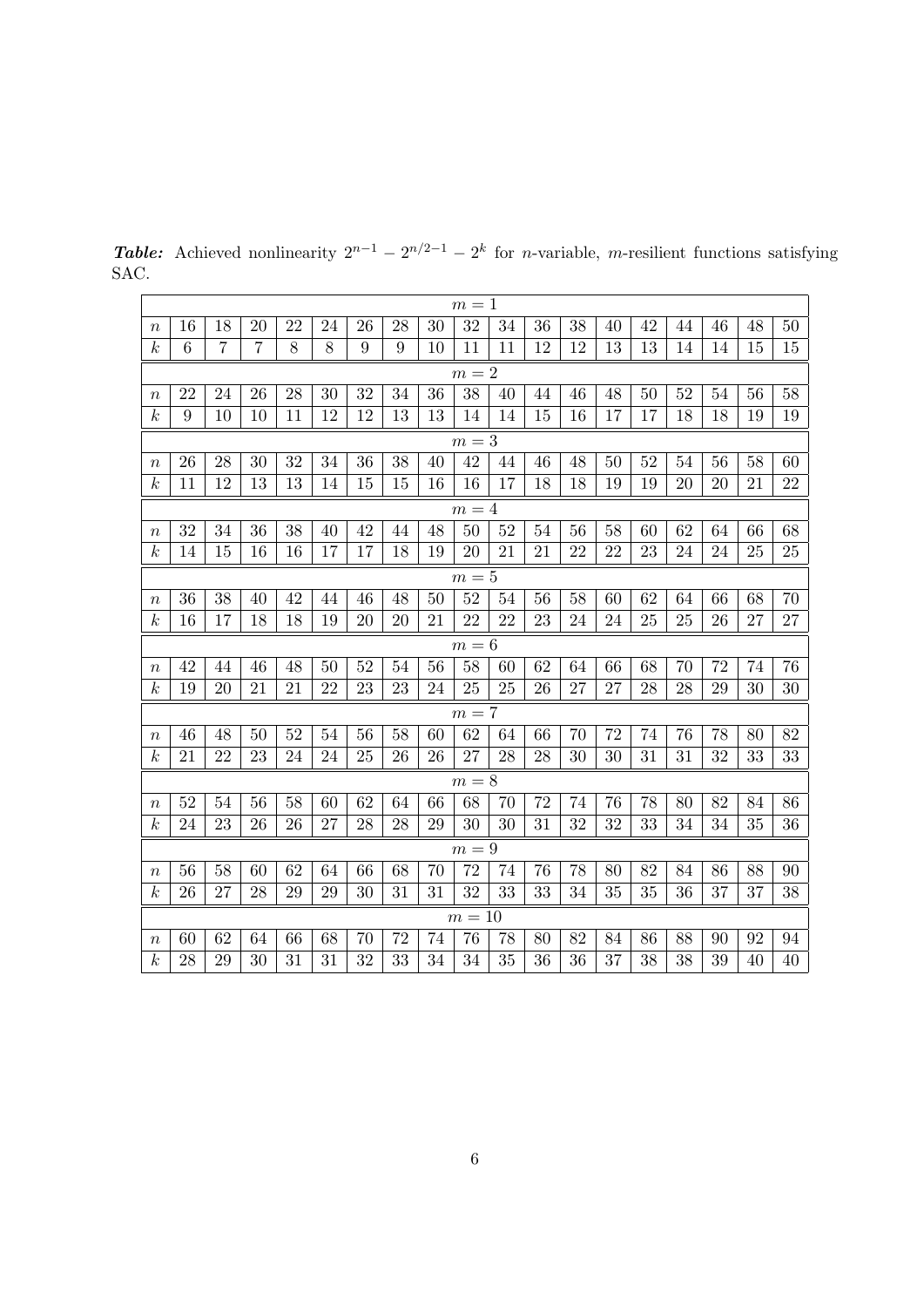***Table:*** Achieved nonlinearity $2^{n-1} - 2^{n/2-1} - 2^k$ for $n$-variable, $m$-resilient functions satisfying SAC.

| $m = 1$ | | | | | | | | | | | | | | | | | | |
|---|---|---|---|---|---|---|---|---|---|---|---|---|---|---|---|---|---|---|
| $n$ | 16 | 18 | 20 | 22 | 24 | 26 | 28 | 30 | 32 | 34 | 36 | 38 | 40 | 42 | 44 | 46 | 48 | 50 |
| $k$ | 6 | 7 | 7 | 8 | 8 | 9 | 9 | 10 | 11 | 11 | 12 | 12 | 13 | 13 | 14 | 14 | 15 | 15 |
| $m = 2$ | | | | | | | | | | | | | | | | | | |
| $n$ | 22 | 24 | 26 | 28 | 30 | 32 | 34 | 36 | 38 | 40 | 44 | 46 | 48 | 50 | 52 | 54 | 56 | 58 |
| $k$ | 9 | 10 | 10 | 11 | 12 | 12 | 13 | 13 | 14 | 14 | 15 | 16 | 17 | 17 | 18 | 18 | 19 | 19 |
| $m = 3$ | | | | | | | | | | | | | | | | | | |
| $n$ | 26 | 28 | 30 | 32 | 34 | 36 | 38 | 40 | 42 | 44 | 46 | 48 | 50 | 52 | 54 | 56 | 58 | 60 |
| $k$ | 11 | 12 | 13 | 13 | 14 | 15 | 15 | 16 | 16 | 17 | 18 | 18 | 19 | 19 | 20 | 20 | 21 | 22 |
| $m = 4$ | | | | | | | | | | | | | | | | | | |
| $n$ | 32 | 34 | 36 | 38 | 40 | 42 | 44 | 48 | 50 | 52 | 54 | 56 | 58 | 60 | 62 | 64 | 66 | 68 |
| $k$ | 14 | 15 | 16 | 16 | 17 | 17 | 18 | 19 | 20 | 21 | 21 | 22 | 22 | 23 | 24 | 24 | 25 | 25 |
| $m = 5$ | | | | | | | | | | | | | | | | | | |
| $n$ | 36 | 38 | 40 | 42 | 44 | 46 | 48 | 50 | 52 | 54 | 56 | 58 | 60 | 62 | 64 | 66 | 68 | 70 |
| $k$ | 16 | 17 | 18 | 18 | 19 | 20 | 20 | 21 | 22 | 22 | 23 | 24 | 24 | 25 | 25 | 26 | 27 | 27 |
| $m = 6$ | | | | | | | | | | | | | | | | | | |
| $n$ | 42 | 44 | 46 | 48 | 50 | 52 | 54 | 56 | 58 | 60 | 62 | 64 | 66 | 68 | 70 | 72 | 74 | 76 |
| $k$ | 19 | 20 | 21 | 21 | 22 | 23 | 23 | 24 | 25 | 25 | 26 | 27 | 27 | 28 | 28 | 29 | 30 | 30 |
| $m = 7$ | | | | | | | | | | | | | | | | | | |
| $n$ | 46 | 48 | 50 | 52 | 54 | 56 | 58 | 60 | 62 | 64 | 66 | 70 | 72 | 74 | 76 | 78 | 80 | 82 |
| $k$ | 21 | 22 | 23 | 24 | 24 | 25 | 26 | 26 | 27 | 28 | 28 | 30 | 30 | 31 | 31 | 32 | 33 | 33 |
| $m = 8$ | | | | | | | | | | | | | | | | | | |
| $n$ | 52 | 54 | 56 | 58 | 60 | 62 | 64 | 66 | 68 | 70 | 72 | 74 | 76 | 78 | 80 | 82 | 84 | 86 |
| $k$ | 24 | 23 | 26 | 26 | 27 | 28 | 28 | 29 | 30 | 30 | 31 | 32 | 32 | 33 | 34 | 34 | 35 | 36 |
| $m = 9$ | | | | | | | | | | | | | | | | | | |
| $n$ | 56 | 58 | 60 | 62 | 64 | 66 | 68 | 70 | 72 | 74 | 76 | 78 | 80 | 82 | 84 | 86 | 88 | 90 |
| $k$ | 26 | 27 | 28 | 29 | 29 | 30 | 31 | 31 | 32 | 33 | 33 | 34 | 35 | 35 | 36 | 37 | 37 | 38 |
| $m = 10$ | | | | | | | | | | | | | | | | | | |
| $n$ | 60 | 62 | 64 | 66 | 68 | 70 | 72 | 74 | 76 | 78 | 80 | 82 | 84 | 86 | 88 | 90 | 92 | 94 |
| $k$ | 28 | 29 | 30 | 31 | 31 | 32 | 33 | 34 | 34 | 35 | 36 | 36 | 37 | 38 | 38 | 39 | 40 | 40 |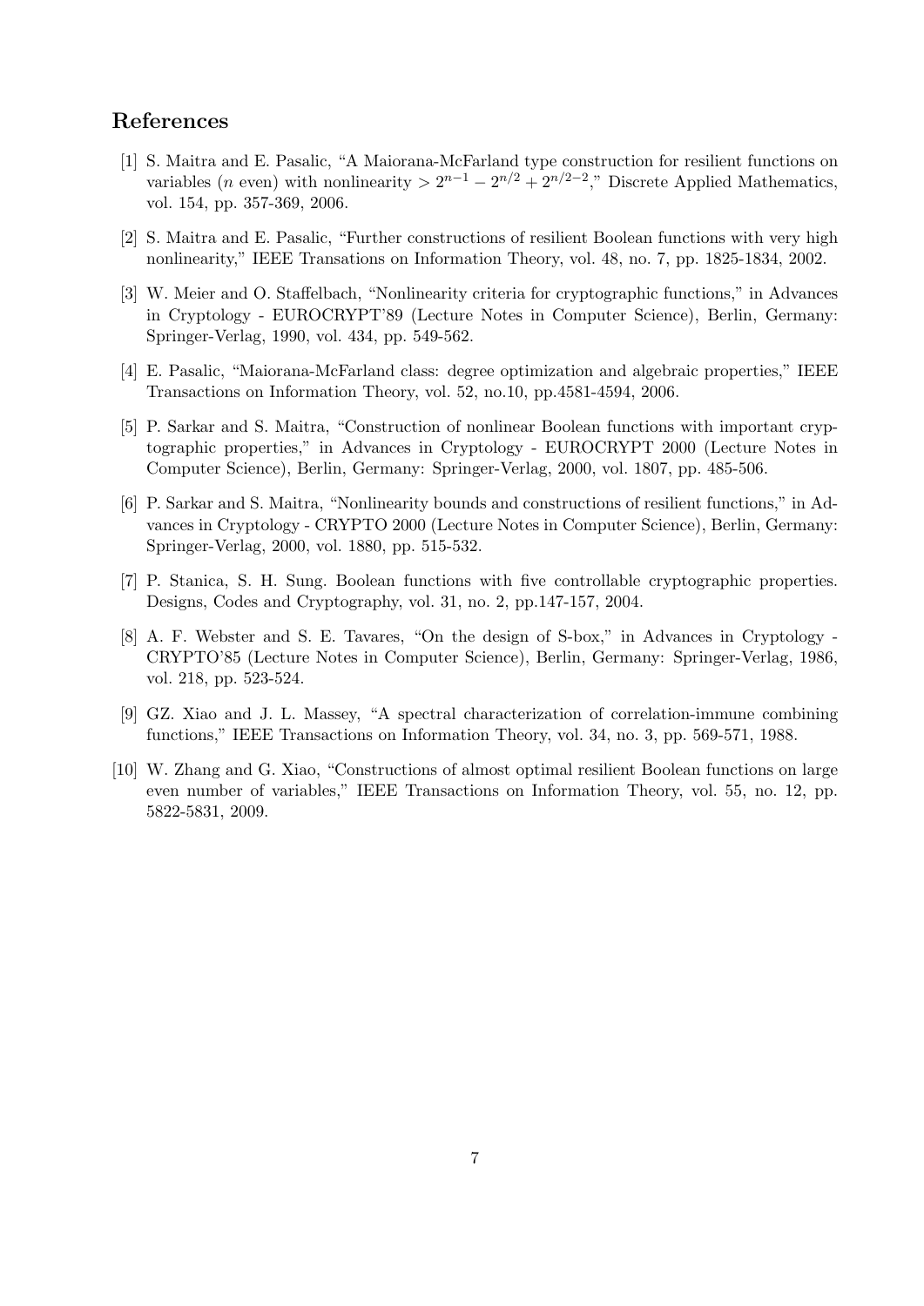## References

[1] S. Maitra and E. Pasalic, "A Maiorana-McFarland type construction for resilient functions on variables ($n$ even) with nonlinearity $> 2^{n-1} - 2^{n/2} + 2^{n/2-2}$," Discrete Applied Mathematics, vol. 154, pp. 357-369, 2006.

[2] S. Maitra and E. Pasalic, "Further constructions of resilient Boolean functions with very high nonlinearity," IEEE Transations on Information Theory, vol. 48, no. 7, pp. 1825-1834, 2002.

[3] W. Meier and O. Staffelbach, "Nonlinearity criteria for cryptographic functions," in Advances in Cryptology - EUROCRYPT'89 (Lecture Notes in Computer Science), Berlin, Germany: Springer-Verlag, 1990, vol. 434, pp. 549-562.

[4] E. Pasalic, "Maiorana-McFarland class: degree optimization and algebraic properties," IEEE Transactions on Information Theory, vol. 52, no.10, pp.4581-4594, 2006.

[5] P. Sarkar and S. Maitra, "Construction of nonlinear Boolean functions with important cryptographic properties," in Advances in Cryptology - EUROCRYPT 2000 (Lecture Notes in Computer Science), Berlin, Germany: Springer-Verlag, 2000, vol. 1807, pp. 485-506.

[6] P. Sarkar and S. Maitra, "Nonlinearity bounds and constructions of resilient functions," in Advances in Cryptology - CRYPTO 2000 (Lecture Notes in Computer Science), Berlin, Germany: Springer-Verlag, 2000, vol. 1880, pp. 515-532.

[7] P. Stanica, S. H. Sung. Boolean functions with five controllable cryptographic properties. Designs, Codes and Cryptography, vol. 31, no. 2, pp.147-157, 2004.

[8] A. F. Webster and S. E. Tavares, "On the design of S-box," in Advances in Cryptology - CRYPTO'85 (Lecture Notes in Computer Science), Berlin, Germany: Springer-Verlag, 1986, vol. 218, pp. 523-524.

[9] GZ. Xiao and J. L. Massey, "A spectral characterization of correlation-immune combining functions," IEEE Transactions on Information Theory, vol. 34, no. 3, pp. 569-571, 1988.

[10] W. Zhang and G. Xiao, "Constructions of almost optimal resilient Boolean functions on large even number of variables," IEEE Transactions on Information Theory, vol. 55, no. 12, pp. 5822-5831, 2009.